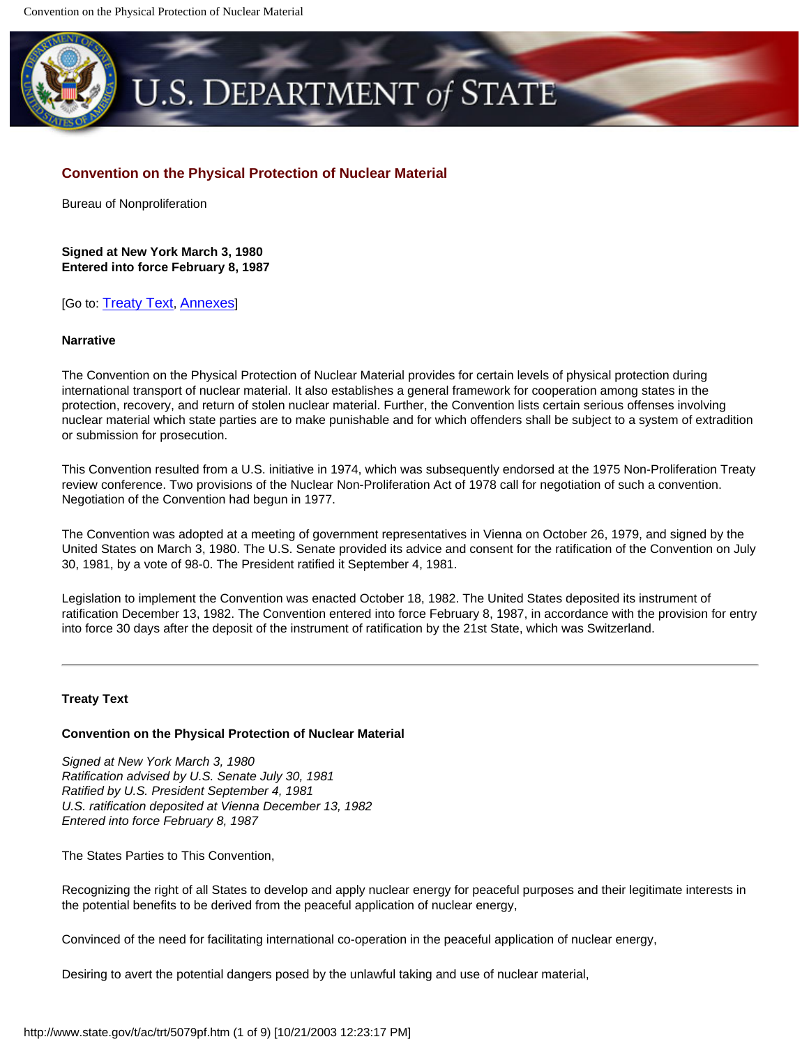## Convention on the Physical Protection of Nuclear Material

Bureau of Nonproliferation

**Signed at New York March 3, 1980**
**Entered into force February 8, 1987**

[Go to: Treaty Text, Annexes]

**Narrative**

The Convention on the Physical Protection of Nuclear Material provides for certain levels of physical protection during international transport of nuclear material. It also establishes a general framework for cooperation among states in the protection, recovery, and return of stolen nuclear material. Further, the Convention lists certain serious offenses involving nuclear material which state parties are to make punishable and for which offenders shall be subject to a system of extradition or submission for prosecution.

This Convention resulted from a U.S. initiative in 1974, which was subsequently endorsed at the 1975 Non-Proliferation Treaty review conference. Two provisions of the Nuclear Non-Proliferation Act of 1978 call for negotiation of such a convention. Negotiation of the Convention had begun in 1977.

The Convention was adopted at a meeting of government representatives in Vienna on October 26, 1979, and signed by the United States on March 3, 1980. The U.S. Senate provided its advice and consent for the ratification of the Convention on July 30, 1981, by a vote of 98-0. The President ratified it September 4, 1981.

Legislation to implement the Convention was enacted October 18, 1982. The United States deposited its instrument of ratification December 13, 1982. The Convention entered into force February 8, 1987, in accordance with the provision for entry into force 30 days after the deposit of the instrument of ratification by the 21st State, which was Switzerland.

---

**Treaty Text**

**Convention on the Physical Protection of Nuclear Material**

*Signed at New York March 3, 1980*
*Ratification advised by U.S. Senate July 30, 1981*
*Ratified by U.S. President September 4, 1981*
*U.S. ratification deposited at Vienna December 13, 1982*
*Entered into force February 8, 1987*

The States Parties to This Convention,

Recognizing the right of all States to develop and apply nuclear energy for peaceful purposes and their legitimate interests in the potential benefits to be derived from the peaceful application of nuclear energy,

Convinced of the need for facilitating international co-operation in the peaceful application of nuclear energy,

Desiring to avert the potential dangers posed by the unlawful taking and use of nuclear material,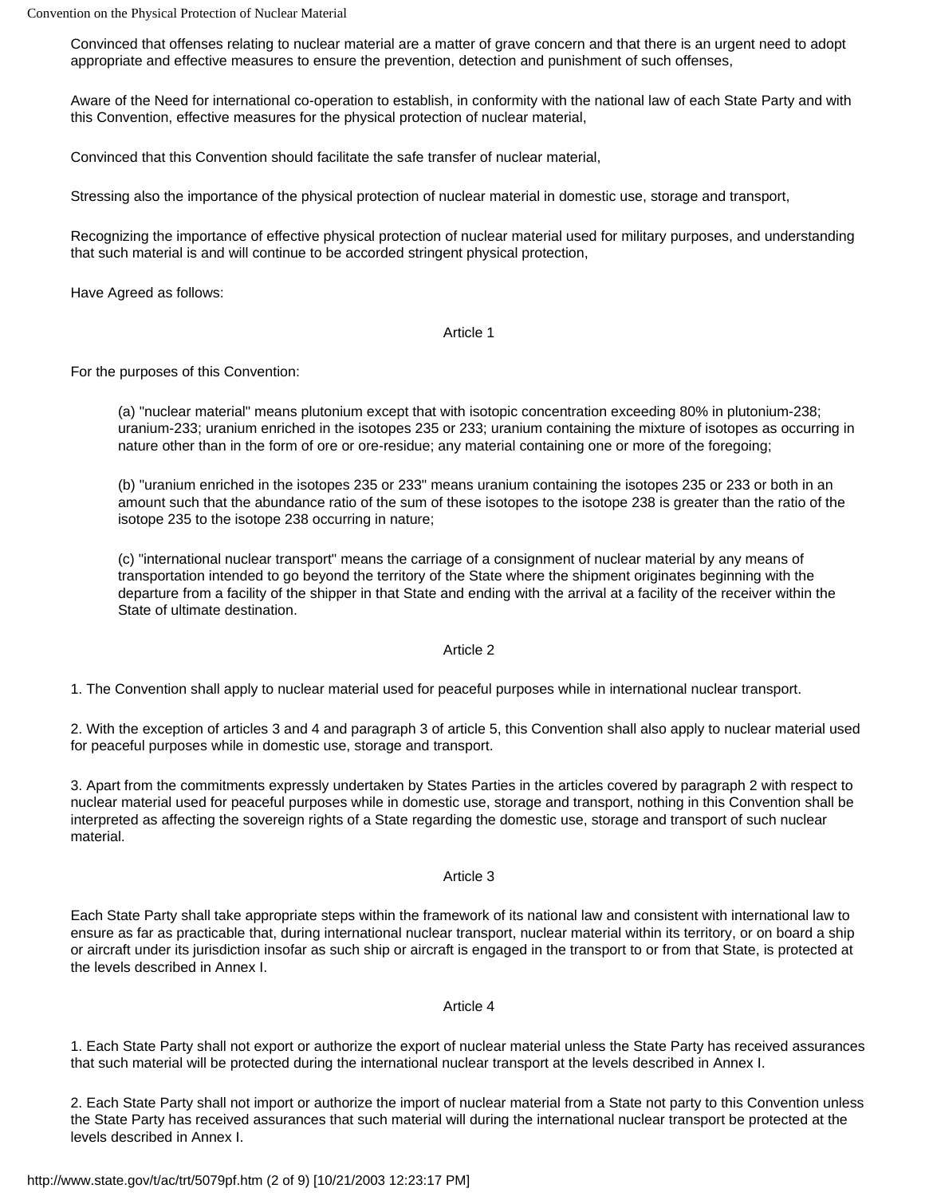Convinced that offenses relating to nuclear material are a matter of grave concern and that there is an urgent need to adopt appropriate and effective measures to ensure the prevention, detection and punishment of such offenses,

Aware of the Need for international co-operation to establish, in conformity with the national law of each State Party and with this Convention, effective measures for the physical protection of nuclear material,

Convinced that this Convention should facilitate the safe transfer of nuclear material,

Stressing also the importance of the physical protection of nuclear material in domestic use, storage and transport,

Recognizing the importance of effective physical protection of nuclear material used for military purposes, and understanding that such material is and will continue to be accorded stringent physical protection,

Have Agreed as follows:

### Article 1

For the purposes of this Convention:

(a) "nuclear material" means plutonium except that with isotopic concentration exceeding 80% in plutonium-238; uranium-233; uranium enriched in the isotopes 235 or 233; uranium containing the mixture of isotopes as occurring in nature other than in the form of ore or ore-residue; any material containing one or more of the foregoing;

(b) "uranium enriched in the isotopes 235 or 233" means uranium containing the isotopes 235 or 233 or both in an amount such that the abundance ratio of the sum of these isotopes to the isotope 238 is greater than the ratio of the isotope 235 to the isotope 238 occurring in nature;

(c) "international nuclear transport" means the carriage of a consignment of nuclear material by any means of transportation intended to go beyond the territory of the State where the shipment originates beginning with the departure from a facility of the shipper in that State and ending with the arrival at a facility of the receiver within the State of ultimate destination.

### Article 2

1. The Convention shall apply to nuclear material used for peaceful purposes while in international nuclear transport.

2. With the exception of articles 3 and 4 and paragraph 3 of article 5, this Convention shall also apply to nuclear material used for peaceful purposes while in domestic use, storage and transport.

3. Apart from the commitments expressly undertaken by States Parties in the articles covered by paragraph 2 with respect to nuclear material used for peaceful purposes while in domestic use, storage and transport, nothing in this Convention shall be interpreted as affecting the sovereign rights of a State regarding the domestic use, storage and transport of such nuclear material.

### Article 3

Each State Party shall take appropriate steps within the framework of its national law and consistent with international law to ensure as far as practicable that, during international nuclear transport, nuclear material within its territory, or on board a ship or aircraft under its jurisdiction insofar as such ship or aircraft is engaged in the transport to or from that State, is protected at the levels described in Annex I.

### Article 4

1. Each State Party shall not export or authorize the export of nuclear material unless the State Party has received assurances that such material will be protected during the international nuclear transport at the levels described in Annex I.

2. Each State Party shall not import or authorize the import of nuclear material from a State not party to this Convention unless the State Party has received assurances that such material will during the international nuclear transport be protected at the levels described in Annex I.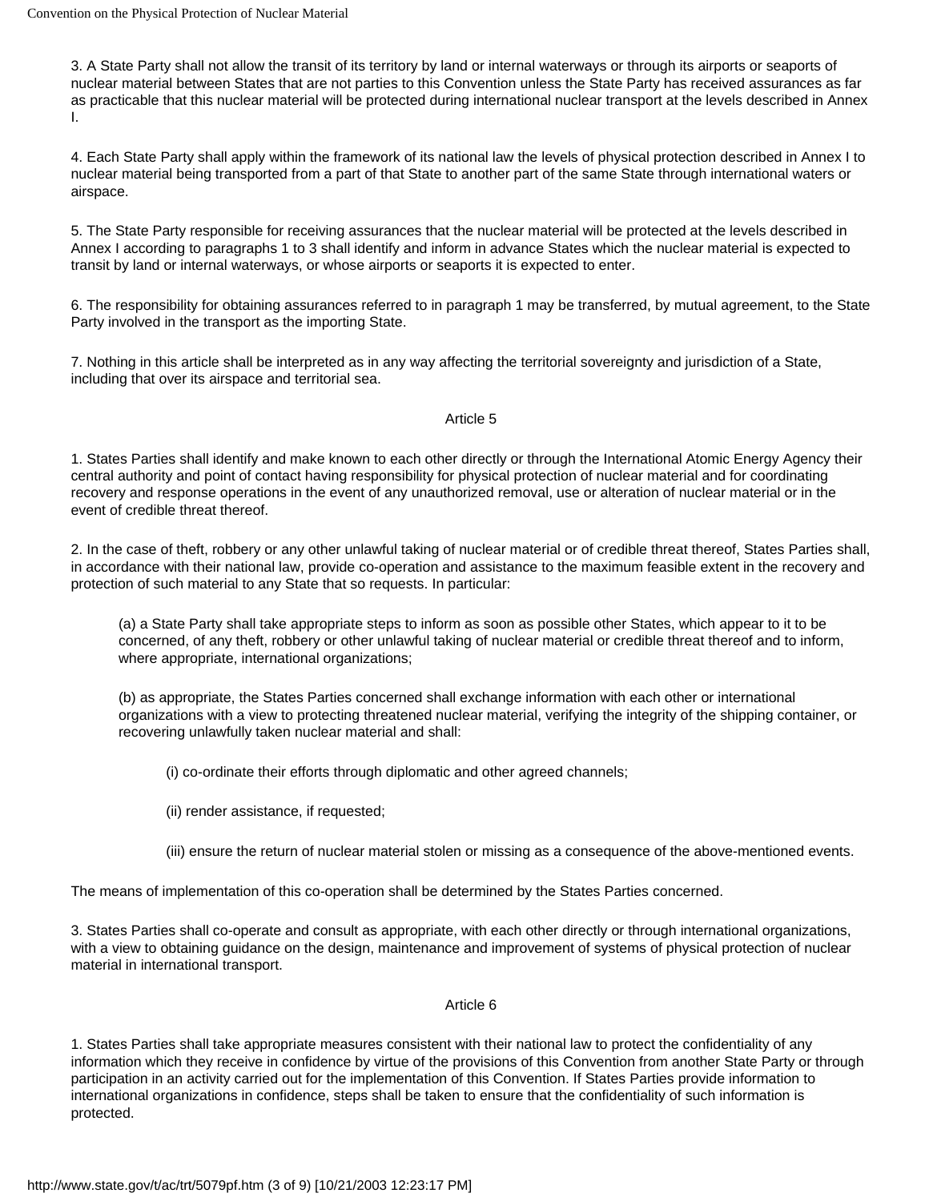3. A State Party shall not allow the transit of its territory by land or internal waterways or through its airports or seaports of nuclear material between States that are not parties to this Convention unless the State Party has received assurances as far as practicable that this nuclear material will be protected during international nuclear transport at the levels described in Annex I.

4. Each State Party shall apply within the framework of its national law the levels of physical protection described in Annex I to nuclear material being transported from a part of that State to another part of the same State through international waters or airspace.

5. The State Party responsible for receiving assurances that the nuclear material will be protected at the levels described in Annex I according to paragraphs 1 to 3 shall identify and inform in advance States which the nuclear material is expected to transit by land or internal waterways, or whose airports or seaports it is expected to enter.

6. The responsibility for obtaining assurances referred to in paragraph 1 may be transferred, by mutual agreement, to the State Party involved in the transport as the importing State.

7. Nothing in this article shall be interpreted as in any way affecting the territorial sovereignty and jurisdiction of a State, including that over its airspace and territorial sea.

## Article 5

1. States Parties shall identify and make known to each other directly or through the International Atomic Energy Agency their central authority and point of contact having responsibility for physical protection of nuclear material and for coordinating recovery and response operations in the event of any unauthorized removal, use or alteration of nuclear material or in the event of credible threat thereof.

2. In the case of theft, robbery or any other unlawful taking of nuclear material or of credible threat thereof, States Parties shall, in accordance with their national law, provide co-operation and assistance to the maximum feasible extent in the recovery and protection of such material to any State that so requests. In particular:

(a) a State Party shall take appropriate steps to inform as soon as possible other States, which appear to it to be concerned, of any theft, robbery or other unlawful taking of nuclear material or credible threat thereof and to inform, where appropriate, international organizations;

(b) as appropriate, the States Parties concerned shall exchange information with each other or international organizations with a view to protecting threatened nuclear material, verifying the integrity of the shipping container, or recovering unlawfully taken nuclear material and shall:

(i) co-ordinate their efforts through diplomatic and other agreed channels;

(ii) render assistance, if requested;

(iii) ensure the return of nuclear material stolen or missing as a consequence of the above-mentioned events.

The means of implementation of this co-operation shall be determined by the States Parties concerned.

3. States Parties shall co-operate and consult as appropriate, with each other directly or through international organizations, with a view to obtaining guidance on the design, maintenance and improvement of systems of physical protection of nuclear material in international transport.

## Article 6

1. States Parties shall take appropriate measures consistent with their national law to protect the confidentiality of any information which they receive in confidence by virtue of the provisions of this Convention from another State Party or through participation in an activity carried out for the implementation of this Convention. If States Parties provide information to international organizations in confidence, steps shall be taken to ensure that the confidentiality of such information is protected.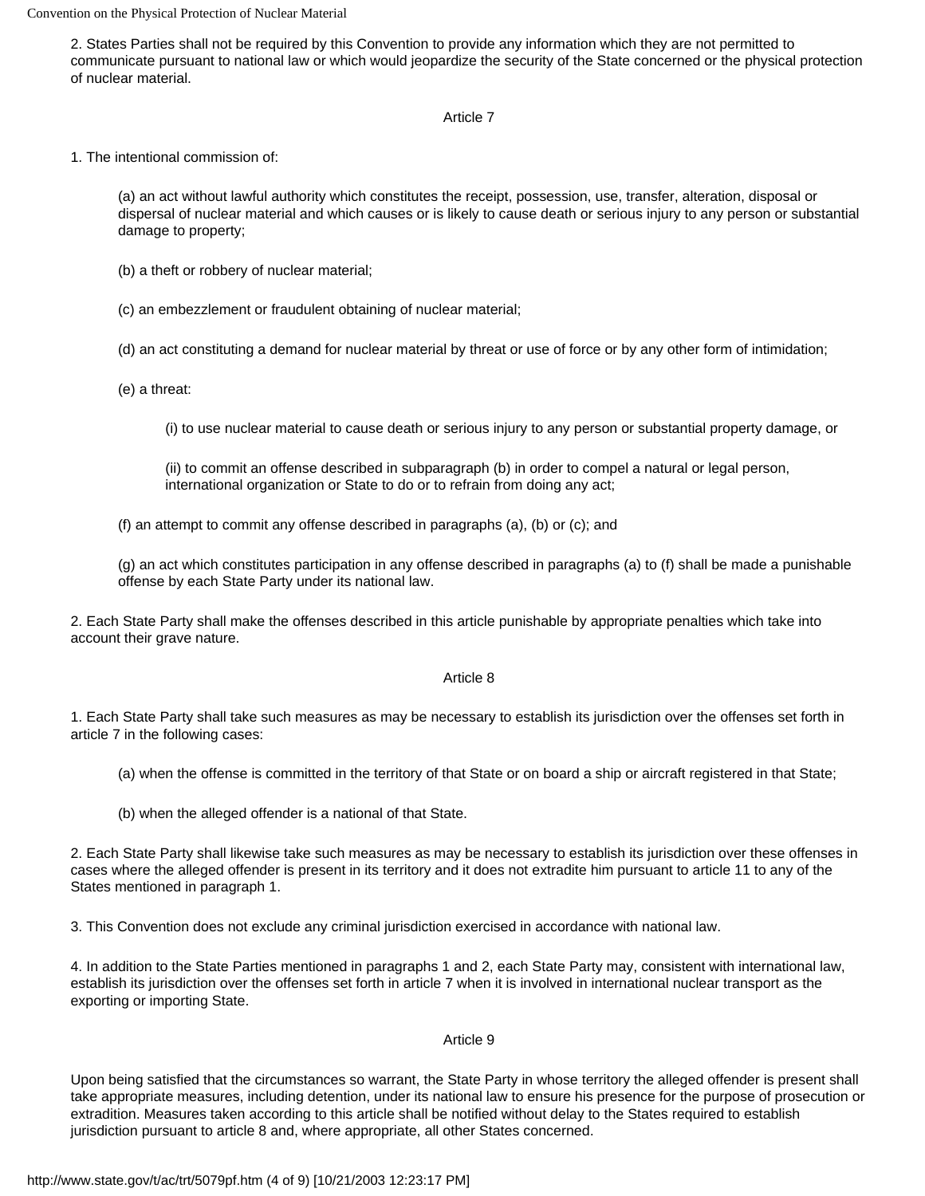2. States Parties shall not be required by this Convention to provide any information which they are not permitted to communicate pursuant to national law or which would jeopardize the security of the State concerned or the physical protection of nuclear material.

## Article 7

1. The intentional commission of:

   (a) an act without lawful authority which constitutes the receipt, possession, use, transfer, alteration, disposal or dispersal of nuclear material and which causes or is likely to cause death or serious injury to any person or substantial damage to property;

   (b) a theft or robbery of nuclear material;

   (c) an embezzlement or fraudulent obtaining of nuclear material;

   (d) an act constituting a demand for nuclear material by threat or use of force or by any other form of intimidation;

   (e) a threat:

      (i) to use nuclear material to cause death or serious injury to any person or substantial property damage, or

      (ii) to commit an offense described in subparagraph (b) in order to compel a natural or legal person, international organization or State to do or to refrain from doing any act;

   (f) an attempt to commit any offense described in paragraphs (a), (b) or (c); and

   (g) an act which constitutes participation in any offense described in paragraphs (a) to (f) shall be made a punishable offense by each State Party under its national law.

2. Each State Party shall make the offenses described in this article punishable by appropriate penalties which take into account their grave nature.

## Article 8

1. Each State Party shall take such measures as may be necessary to establish its jurisdiction over the offenses set forth in article 7 in the following cases:

   (a) when the offense is committed in the territory of that State or on board a ship or aircraft registered in that State;

   (b) when the alleged offender is a national of that State.

2. Each State Party shall likewise take such measures as may be necessary to establish its jurisdiction over these offenses in cases where the alleged offender is present in its territory and it does not extradite him pursuant to article 11 to any of the States mentioned in paragraph 1.

3. This Convention does not exclude any criminal jurisdiction exercised in accordance with national law.

4. In addition to the State Parties mentioned in paragraphs 1 and 2, each State Party may, consistent with international law, establish its jurisdiction over the offenses set forth in article 7 when it is involved in international nuclear transport as the exporting or importing State.

## Article 9

Upon being satisfied that the circumstances so warrant, the State Party in whose territory the alleged offender is present shall take appropriate measures, including detention, under its national law to ensure his presence for the purpose of prosecution or extradition. Measures taken according to this article shall be notified without delay to the States required to establish jurisdiction pursuant to article 8 and, where appropriate, all other States concerned.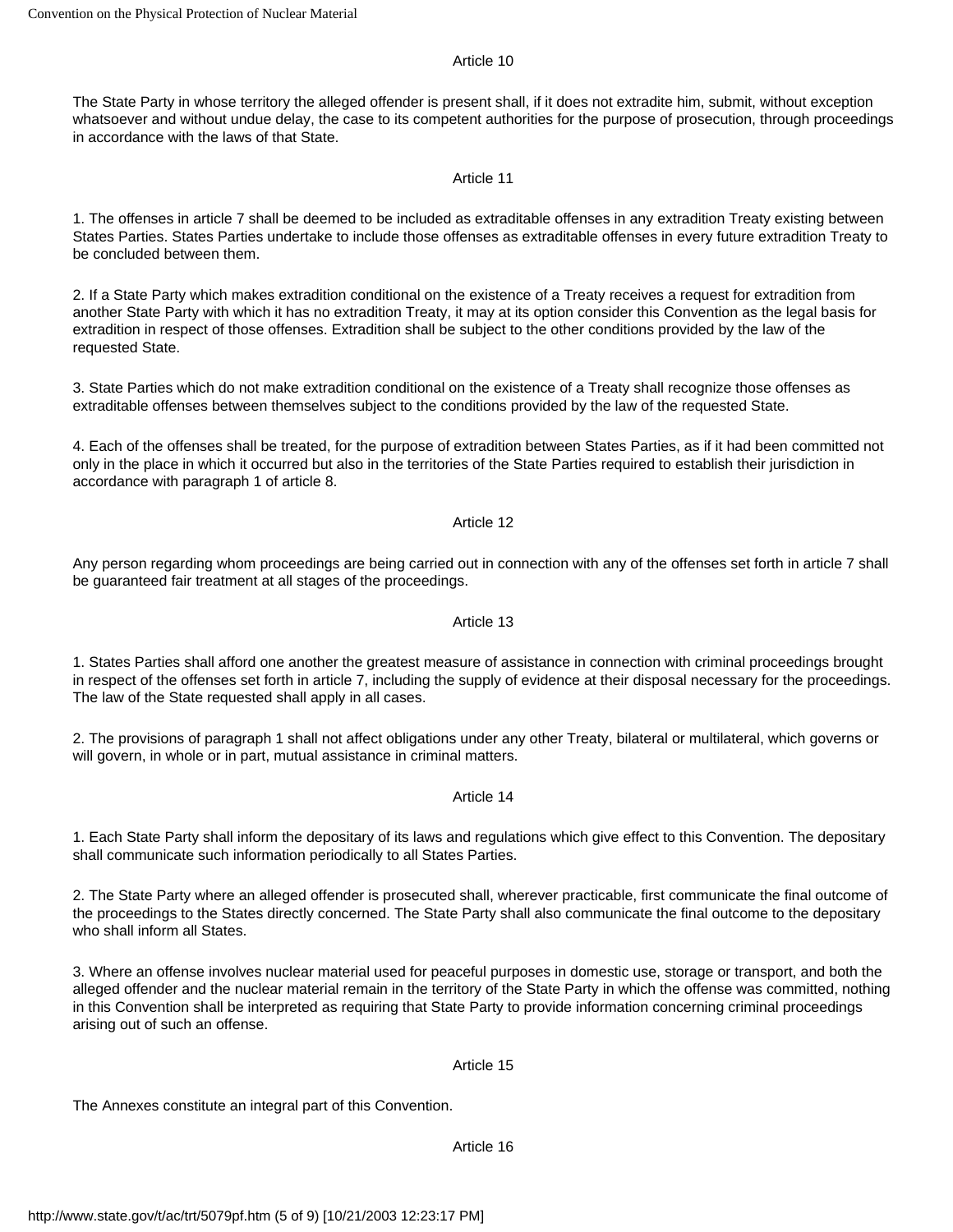### Article 10

The State Party in whose territory the alleged offender is present shall, if it does not extradite him, submit, without exception whatsoever and without undue delay, the case to its competent authorities for the purpose of prosecution, through proceedings in accordance with the laws of that State.

### Article 11

1. The offenses in article 7 shall be deemed to be included as extraditable offenses in any extradition Treaty existing between States Parties. States Parties undertake to include those offenses as extraditable offenses in every future extradition Treaty to be concluded between them.

2. If a State Party which makes extradition conditional on the existence of a Treaty receives a request for extradition from another State Party with which it has no extradition Treaty, it may at its option consider this Convention as the legal basis for extradition in respect of those offenses. Extradition shall be subject to the other conditions provided by the law of the requested State.

3. State Parties which do not make extradition conditional on the existence of a Treaty shall recognize those offenses as extraditable offenses between themselves subject to the conditions provided by the law of the requested State.

4. Each of the offenses shall be treated, for the purpose of extradition between States Parties, as if it had been committed not only in the place in which it occurred but also in the territories of the State Parties required to establish their jurisdiction in accordance with paragraph 1 of article 8.

### Article 12

Any person regarding whom proceedings are being carried out in connection with any of the offenses set forth in article 7 shall be guaranteed fair treatment at all stages of the proceedings.

### Article 13

1. States Parties shall afford one another the greatest measure of assistance in connection with criminal proceedings brought in respect of the offenses set forth in article 7, including the supply of evidence at their disposal necessary for the proceedings. The law of the State requested shall apply in all cases.

2. The provisions of paragraph 1 shall not affect obligations under any other Treaty, bilateral or multilateral, which governs or will govern, in whole or in part, mutual assistance in criminal matters.

### Article 14

1. Each State Party shall inform the depositary of its laws and regulations which give effect to this Convention. The depositary shall communicate such information periodically to all States Parties.

2. The State Party where an alleged offender is prosecuted shall, wherever practicable, first communicate the final outcome of the proceedings to the States directly concerned. The State Party shall also communicate the final outcome to the depositary who shall inform all States.

3. Where an offense involves nuclear material used for peaceful purposes in domestic use, storage or transport, and both the alleged offender and the nuclear material remain in the territory of the State Party in which the offense was committed, nothing in this Convention shall be interpreted as requiring that State Party to provide information concerning criminal proceedings arising out of such an offense.

### Article 15

The Annexes constitute an integral part of this Convention.

### Article 16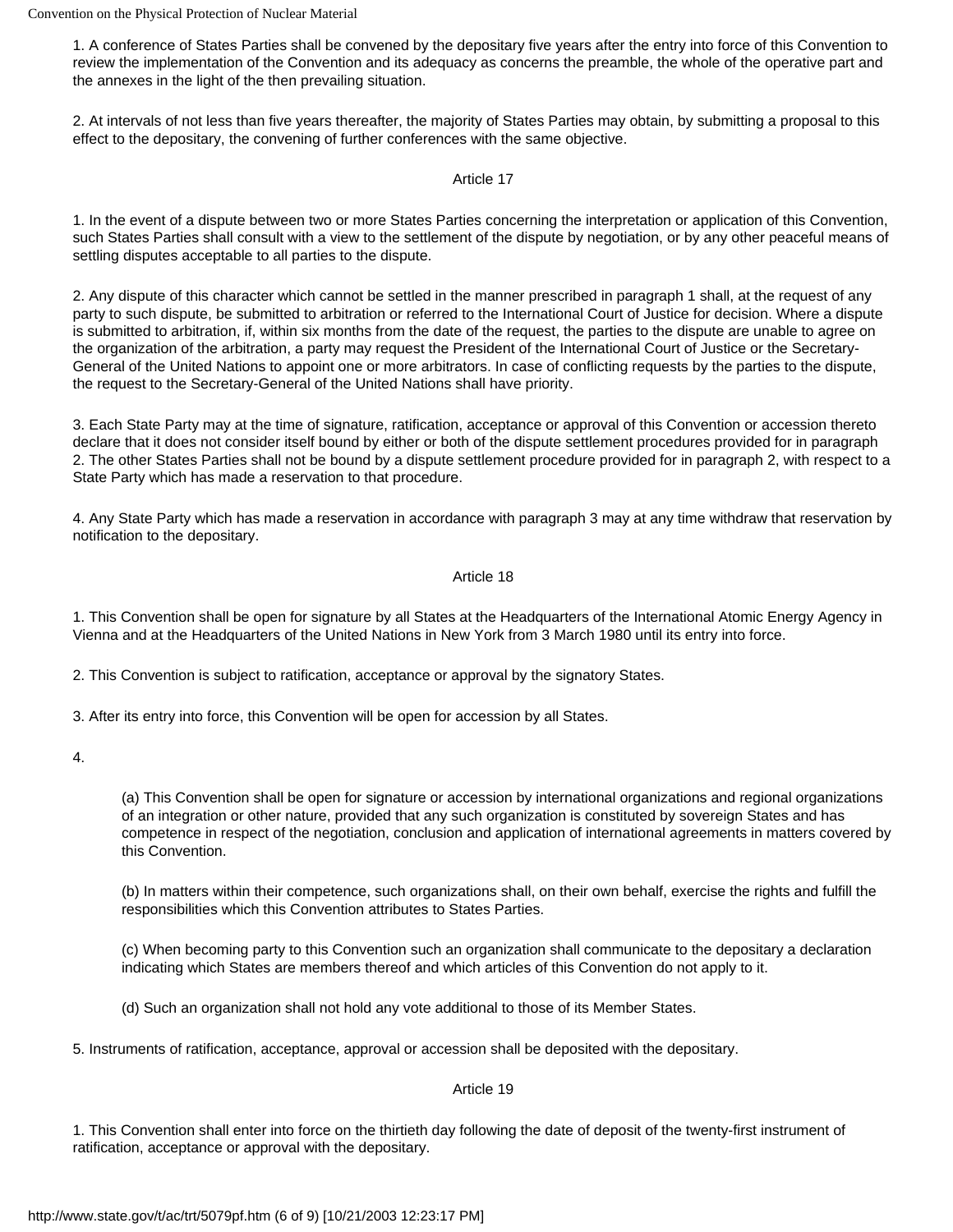1. A conference of States Parties shall be convened by the depositary five years after the entry into force of this Convention to review the implementation of the Convention and its adequacy as concerns the preamble, the whole of the operative part and the annexes in the light of the then prevailing situation.

2. At intervals of not less than five years thereafter, the majority of States Parties may obtain, by submitting a proposal to this effect to the depositary, the convening of further conferences with the same objective.

Article 17

1. In the event of a dispute between two or more States Parties concerning the interpretation or application of this Convention, such States Parties shall consult with a view to the settlement of the dispute by negotiation, or by any other peaceful means of settling disputes acceptable to all parties to the dispute.

2. Any dispute of this character which cannot be settled in the manner prescribed in paragraph 1 shall, at the request of any party to such dispute, be submitted to arbitration or referred to the International Court of Justice for decision. Where a dispute is submitted to arbitration, if, within six months from the date of the request, the parties to the dispute are unable to agree on the organization of the arbitration, a party may request the President of the International Court of Justice or the Secretary-General of the United Nations to appoint one or more arbitrators. In case of conflicting requests by the parties to the dispute, the request to the Secretary-General of the United Nations shall have priority.

3. Each State Party may at the time of signature, ratification, acceptance or approval of this Convention or accession thereto declare that it does not consider itself bound by either or both of the dispute settlement procedures provided for in paragraph 2. The other States Parties shall not be bound by a dispute settlement procedure provided for in paragraph 2, with respect to a State Party which has made a reservation to that procedure.

4. Any State Party which has made a reservation in accordance with paragraph 3 may at any time withdraw that reservation by notification to the depositary.

Article 18

1. This Convention shall be open for signature by all States at the Headquarters of the International Atomic Energy Agency in Vienna and at the Headquarters of the United Nations in New York from 3 March 1980 until its entry into force.

2. This Convention is subject to ratification, acceptance or approval by the signatory States.

3. After its entry into force, this Convention will be open for accession by all States.

4.

(a) This Convention shall be open for signature or accession by international organizations and regional organizations of an integration or other nature, provided that any such organization is constituted by sovereign States and has competence in respect of the negotiation, conclusion and application of international agreements in matters covered by this Convention.

(b) In matters within their competence, such organizations shall, on their own behalf, exercise the rights and fulfill the responsibilities which this Convention attributes to States Parties.

(c) When becoming party to this Convention such an organization shall communicate to the depositary a declaration indicating which States are members thereof and which articles of this Convention do not apply to it.

(d) Such an organization shall not hold any vote additional to those of its Member States.

5. Instruments of ratification, acceptance, approval or accession shall be deposited with the depositary.

Article 19

1. This Convention shall enter into force on the thirtieth day following the date of deposit of the twenty-first instrument of ratification, acceptance or approval with the depositary.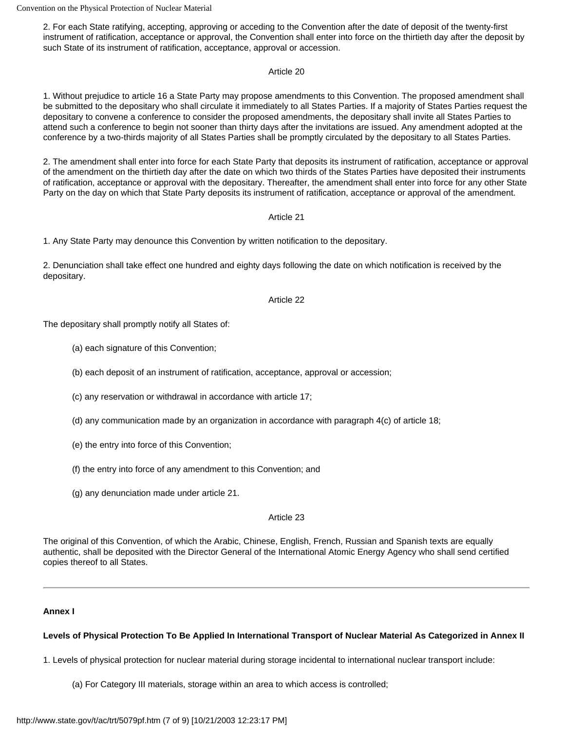2. For each State ratifying, accepting, approving or acceding to the Convention after the date of deposit of the twenty-first instrument of ratification, acceptance or approval, the Convention shall enter into force on the thirtieth day after the deposit by such State of its instrument of ratification, acceptance, approval or accession.

Article 20

1. Without prejudice to article 16 a State Party may propose amendments to this Convention. The proposed amendment shall be submitted to the depositary who shall circulate it immediately to all States Parties. If a majority of States Parties request the depositary to convene a conference to consider the proposed amendments, the depositary shall invite all States Parties to attend such a conference to begin not sooner than thirty days after the invitations are issued. Any amendment adopted at the conference by a two-thirds majority of all States Parties shall be promptly circulated by the depositary to all States Parties.

2. The amendment shall enter into force for each State Party that deposits its instrument of ratification, acceptance or approval of the amendment on the thirtieth day after the date on which two thirds of the States Parties have deposited their instruments of ratification, acceptance or approval with the depositary. Thereafter, the amendment shall enter into force for any other State Party on the day on which that State Party deposits its instrument of ratification, acceptance or approval of the amendment.

Article 21

1. Any State Party may denounce this Convention by written notification to the depositary.

2. Denunciation shall take effect one hundred and eighty days following the date on which notification is received by the depositary.

Article 22

The depositary shall promptly notify all States of:

(a) each signature of this Convention;

(b) each deposit of an instrument of ratification, acceptance, approval or accession;

(c) any reservation or withdrawal in accordance with article 17;

(d) any communication made by an organization in accordance with paragraph 4(c) of article 18;

(e) the entry into force of this Convention;

(f) the entry into force of any amendment to this Convention; and

(g) any denunciation made under article 21.

Article 23

The original of this Convention, of which the Arabic, Chinese, English, French, Russian and Spanish texts are equally authentic, shall be deposited with the Director General of the International Atomic Energy Agency who shall send certified copies thereof to all States.

---

**Annex I**

**Levels of Physical Protection To Be Applied In International Transport of Nuclear Material As Categorized in Annex II**

1. Levels of physical protection for nuclear material during storage incidental to international nuclear transport include:

(a) For Category III materials, storage within an area to which access is controlled;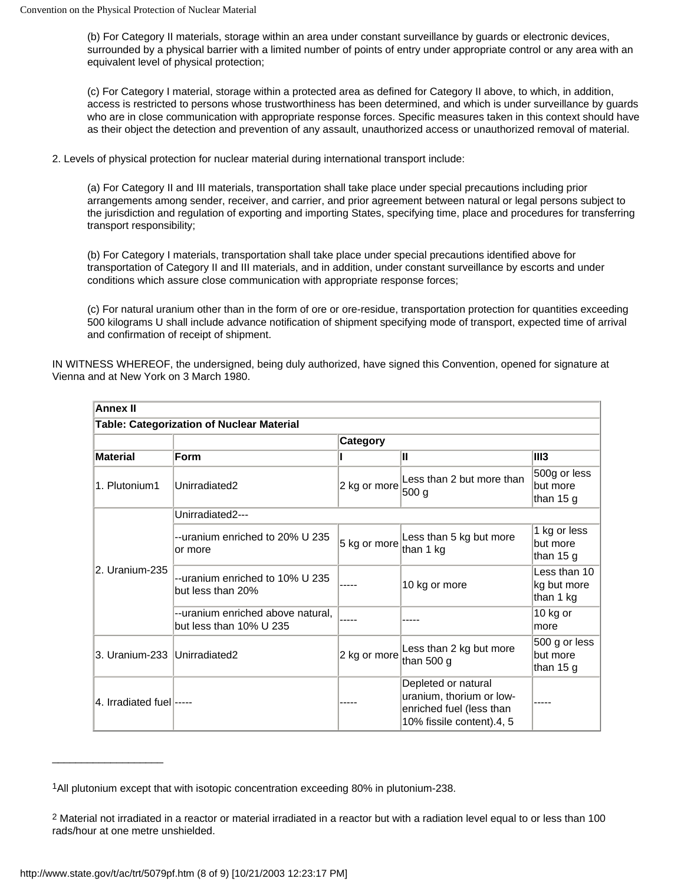(b) For Category II materials, storage within an area under constant surveillance by guards or electronic devices, surrounded by a physical barrier with a limited number of points of entry under appropriate control or any area with an equivalent level of physical protection;

(c) For Category I material, storage within a protected area as defined for Category II above, to which, in addition, access is restricted to persons whose trustworthiness has been determined, and which is under surveillance by guards who are in close communication with appropriate response forces. Specific measures taken in this context should have as their object the detection and prevention of any assault, unauthorized access or unauthorized removal of material.

2. Levels of physical protection for nuclear material during international transport include:

(a) For Category II and III materials, transportation shall take place under special precautions including prior arrangements among sender, receiver, and carrier, and prior agreement between natural or legal persons subject to the jurisdiction and regulation of exporting and importing States, specifying time, place and procedures for transferring transport responsibility;

(b) For Category I materials, transportation shall take place under special precautions identified above for transportation of Category II and III materials, and in addition, under constant surveillance by escorts and under conditions which assure close communication with appropriate response forces;

(c) For natural uranium other than in the form of ore or ore-residue, transportation protection for quantities exceeding 500 kilograms U shall include advance notification of shipment specifying mode of transport, expected time of arrival and confirmation of receipt of shipment.

IN WITNESS WHEREOF, the undersigned, being duly authorized, have signed this Convention, opened for signature at Vienna and at New York on 3 March 1980.

**Annex II**

**Table: Categorization of Nuclear Material**

| | | Category | | |
|---|---|---|---|---|
| **Material** | **Form** | **I** | **II** | **III**[3] |
| 1. Plutonium[1] | Unirradiated[2] | 2 kg or more | Less than 2 but more than 500 g | 500g or less but more than 15 g |
| 2. Uranium-235 | Unirradiated[2]--- | | | |
| | --uranium enriched to 20% U 235 or more | 5 kg or more | Less than 5 kg but more than 1 kg | 1 kg or less but more than 15 g |
| | --uranium enriched to 10% U 235 but less than 20% | ----- | 10 kg or more | Less than 10 kg but more than 1 kg |
| | --uranium enriched above natural, but less than 10% U 235 | ----- | ----- | 10 kg or more |
| 3. Uranium-233 | Unirradiated[2] | 2 kg or more | Less than 2 kg but more than 500 g | 500 g or less but more than 15 g |
| 4. Irradiated fuel | ----- | ----- | Depleted or natural uranium, thorium or low-enriched fuel (less than 10% fissile content).[4, 5] | ----- |

---

[1] All plutonium except that with isotopic concentration exceeding 80% in plutonium-238.

[2] Material not irradiated in a reactor or material irradiated in a reactor but with a radiation level equal to or less than 100 rads/hour at one metre unshielded.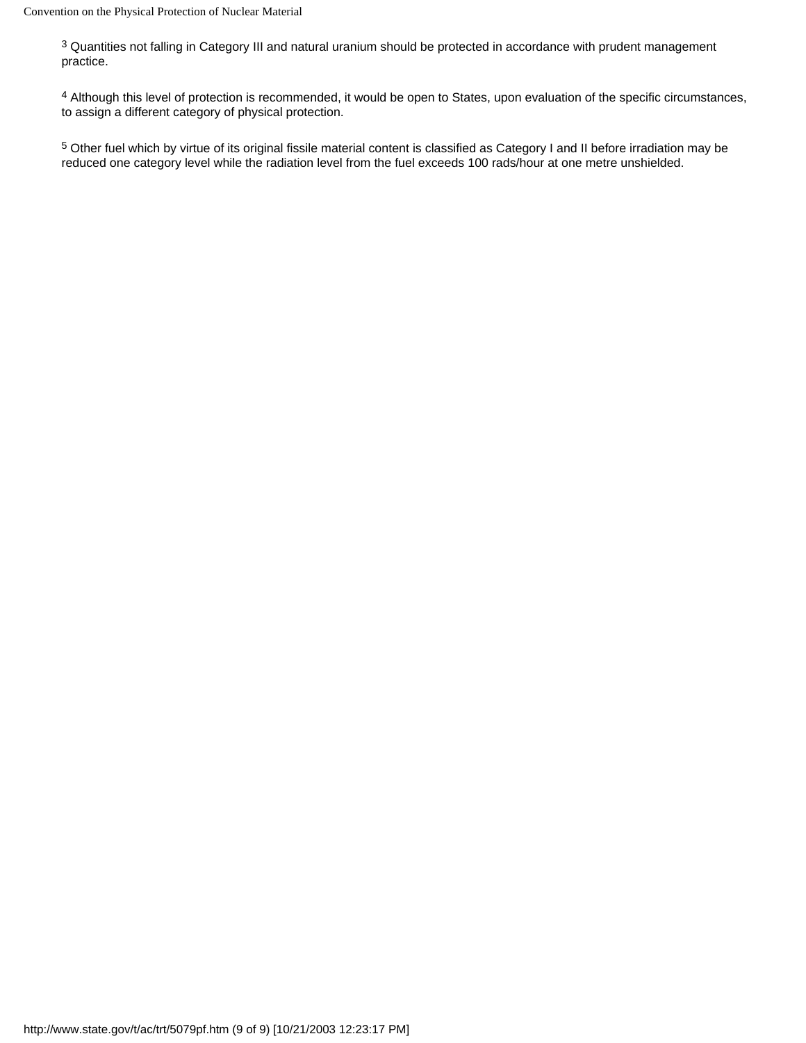[3] Quantities not falling in Category III and natural uranium should be protected in accordance with prudent management practice.

[4] Although this level of protection is recommended, it would be open to States, upon evaluation of the specific circumstances, to assign a different category of physical protection.

[5] Other fuel which by virtue of its original fissile material content is classified as Category I and II before irradiation may be reduced one category level while the radiation level from the fuel exceeds 100 rads/hour at one metre unshielded.